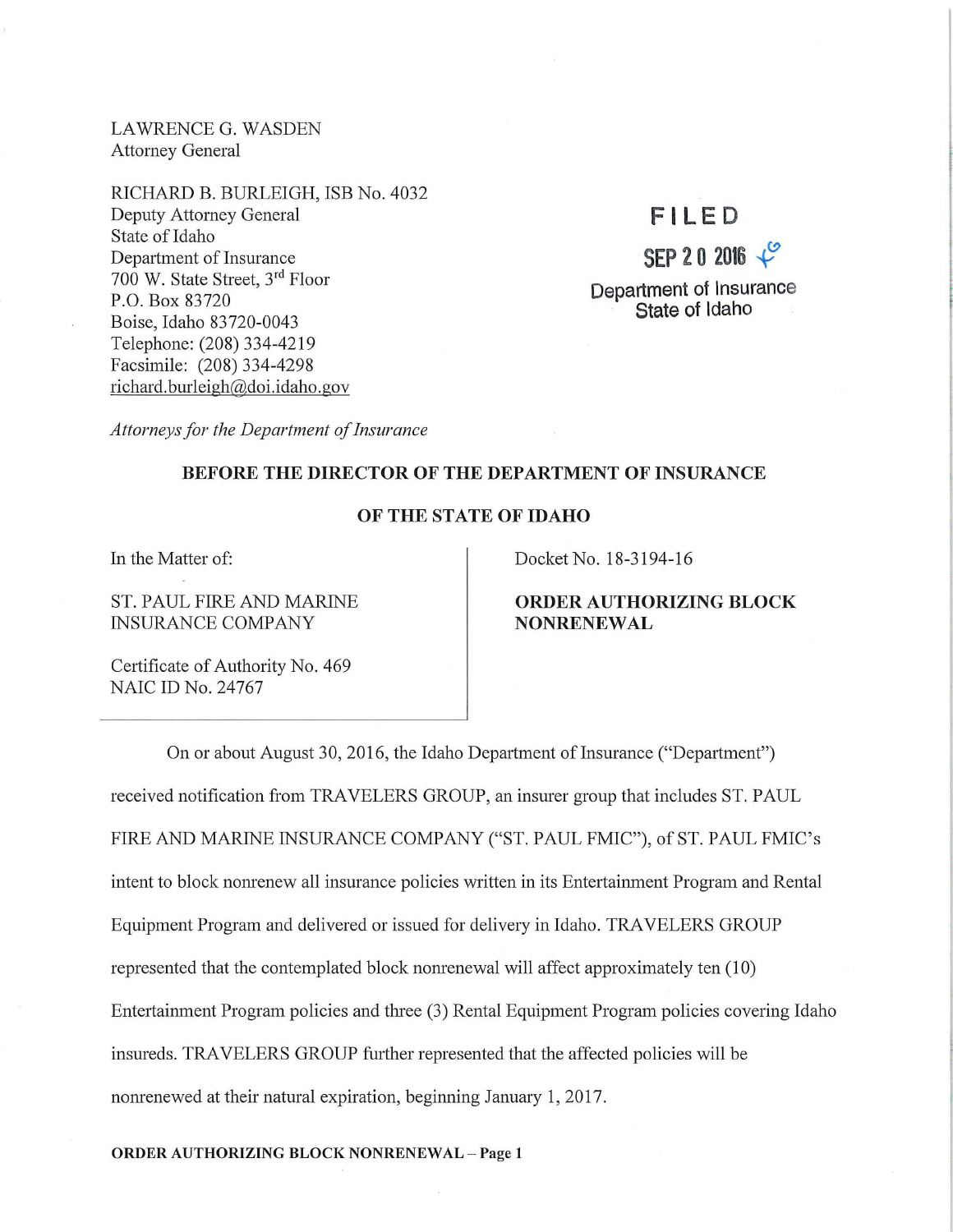LAWRENCE G. WASDEN
Attorney General

RICHARD B. BURLEIGH, ISB No. 4032
Deputy Attorney General
State of Idaho
Department of Insurance
700 W. State Street, 3rd Floor
P.O. Box 83720
Boise, Idaho 83720-0043
Telephone: (208) 334-4219
Facsimile: (208) 334-4298
richard.burleigh@doi.idaho.gov

*Attorneys for the Department of Insurance*

FILED
SEP 20 2016
Department of Insurance
State of Idaho

**BEFORE THE DIRECTOR OF THE DEPARTMENT OF INSURANCE**

**OF THE STATE OF IDAHO**

In the Matter of:

ST. PAUL FIRE AND MARINE INSURANCE COMPANY

Certificate of Authority No. 469
NAIC ID No. 24767

Docket No. 18-3194-16

**ORDER AUTHORIZING BLOCK NONRENEWAL**

On or about August 30, 2016, the Idaho Department of Insurance ("Department") received notification from TRAVELERS GROUP, an insurer group that includes ST. PAUL FIRE AND MARINE INSURANCE COMPANY ("ST. PAUL FMIC"), of ST. PAUL FMIC's intent to block nonrenew all insurance policies written in its Entertainment Program and Rental Equipment Program and delivered or issued for delivery in Idaho. TRAVELERS GROUP represented that the contemplated block nonrenewal will affect approximately ten (10) Entertainment Program policies and three (3) Rental Equipment Program policies covering Idaho insureds. TRAVELERS GROUP further represented that the affected policies will be nonrenewed at their natural expiration, beginning January 1, 2017.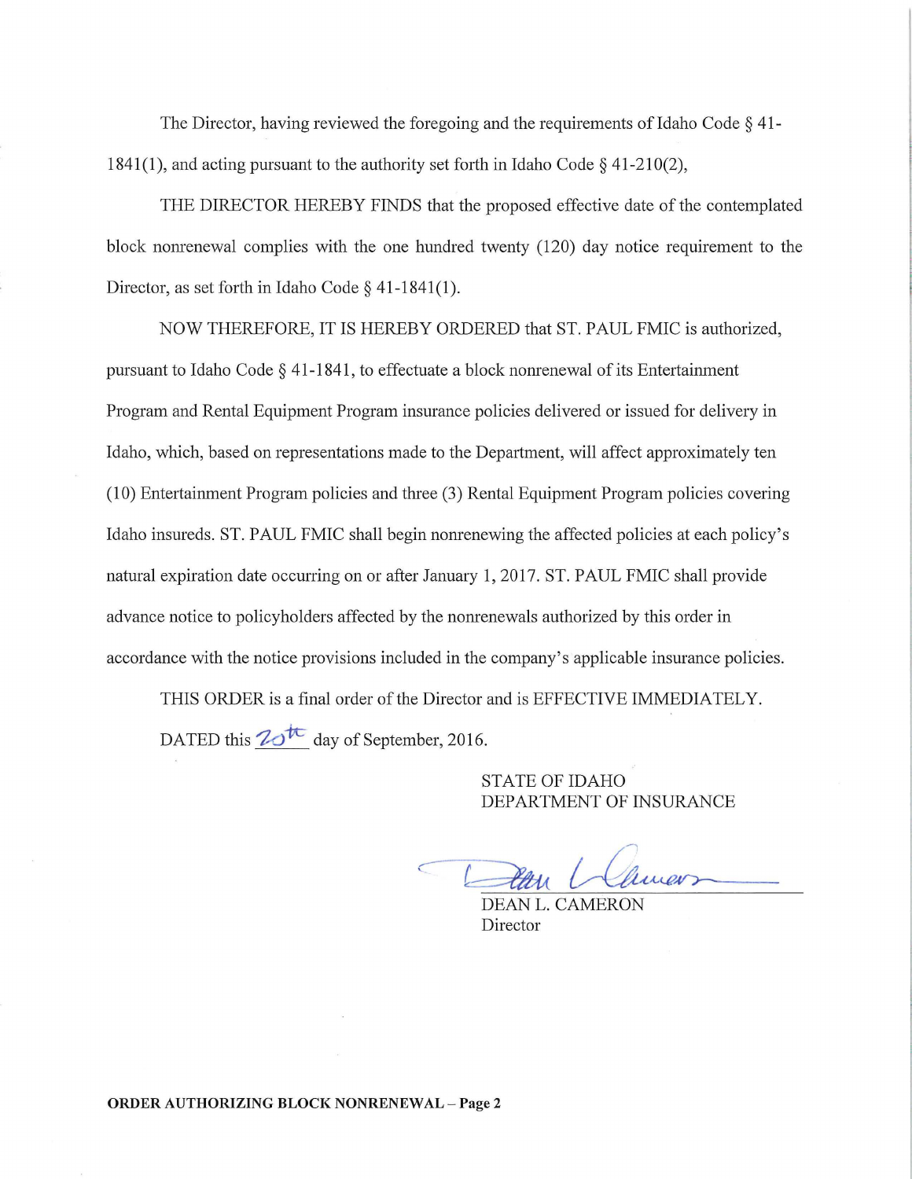The Director, having reviewed the foregoing and the requirements of Idaho Code § 41-1841(1), and acting pursuant to the authority set forth in Idaho Code § 41-210(2),

THE DIRECTOR HEREBY FINDS that the proposed effective date of the contemplated block nonrenewal complies with the one hundred twenty (120) day notice requirement to the Director, as set forth in Idaho Code § 41-1841(1).

NOW THEREFORE, IT IS HEREBY ORDERED that ST. PAUL FMIC is authorized, pursuant to Idaho Code § 41-1841, to effectuate a block nonrenewal of its Entertainment Program and Rental Equipment Program insurance policies delivered or issued for delivery in Idaho, which, based on representations made to the Department, will affect approximately ten (10) Entertainment Program policies and three (3) Rental Equipment Program policies covering Idaho insureds. ST. PAUL FMIC shall begin nonrenewing the affected policies at each policy's natural expiration date occurring on or after January 1, 2017. ST. PAUL FMIC shall provide advance notice to policyholders affected by the nonrenewals authorized by this order in accordance with the notice provisions included in the company's applicable insurance policies.

THIS ORDER is a final order of the Director and is EFFECTIVE IMMEDIATELY.

DATED this 20th day of September, 2016.

STATE OF IDAHO
DEPARTMENT OF INSURANCE

DEAN L. CAMERON
Director

**ORDER AUTHORIZING BLOCK NONRENEWAL – Page 2**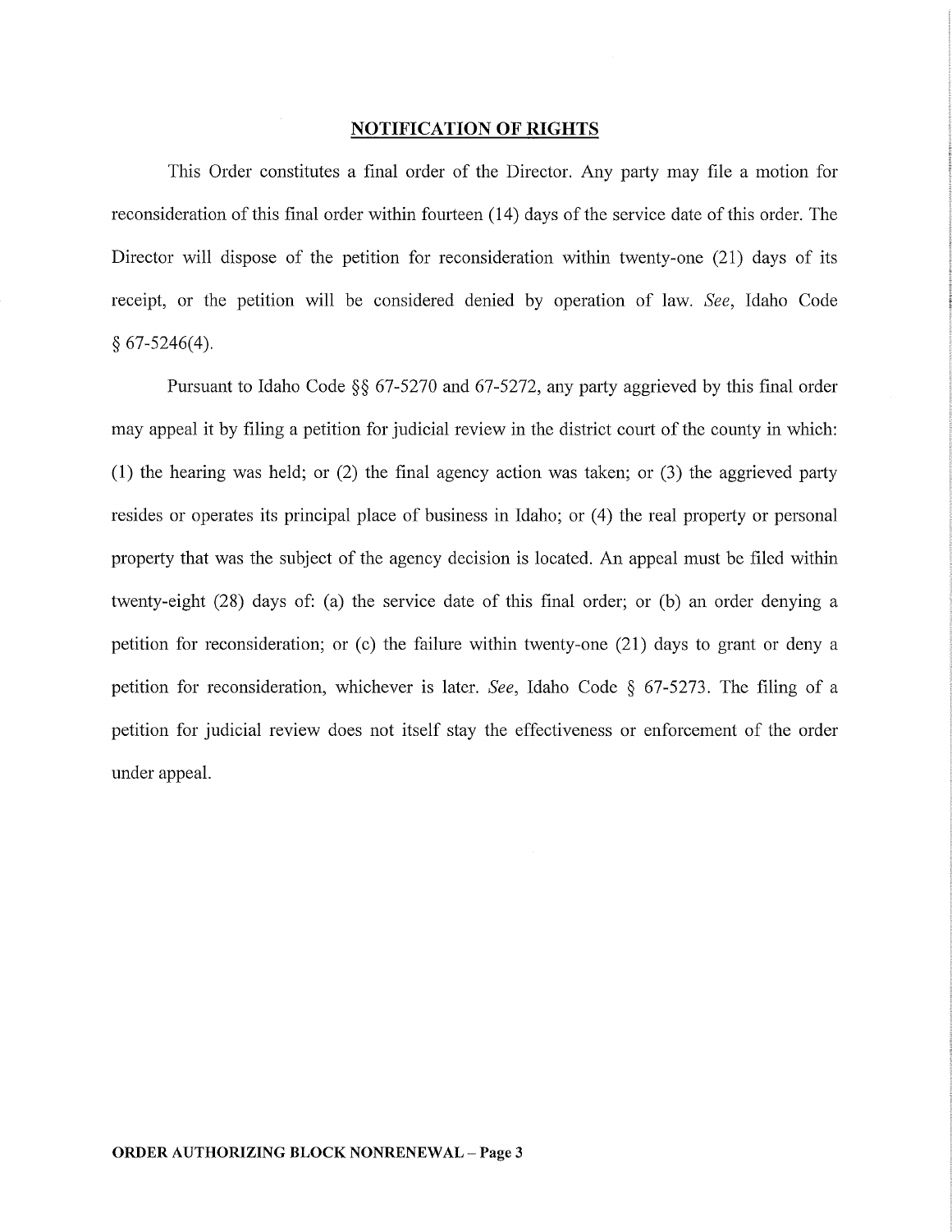## NOTIFICATION OF RIGHTS

This Order constitutes a final order of the Director. Any party may file a motion for reconsideration of this final order within fourteen (14) days of the service date of this order. The Director will dispose of the petition for reconsideration within twenty-one (21) days of its receipt, or the petition will be considered denied by operation of law. *See*, Idaho Code § 67-5246(4).

Pursuant to Idaho Code §§ 67-5270 and 67-5272, any party aggrieved by this final order may appeal it by filing a petition for judicial review in the district court of the county in which: (1) the hearing was held; or (2) the final agency action was taken; or (3) the aggrieved party resides or operates its principal place of business in Idaho; or (4) the real property or personal property that was the subject of the agency decision is located. An appeal must be filed within twenty-eight (28) days of: (a) the service date of this final order; or (b) an order denying a petition for reconsideration; or (c) the failure within twenty-one (21) days to grant or deny a petition for reconsideration, whichever is later. *See*, Idaho Code § 67-5273. The filing of a petition for judicial review does not itself stay the effectiveness or enforcement of the order under appeal.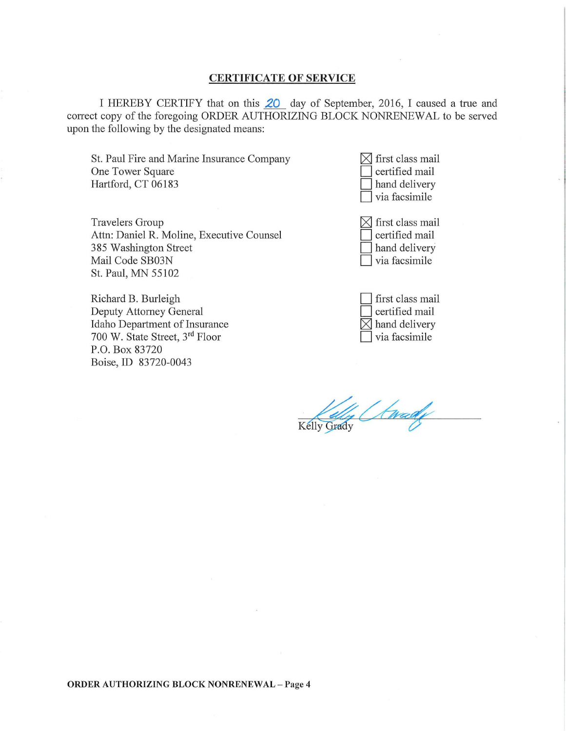## CERTIFICATE OF SERVICE

I HEREBY CERTIFY that on this 20 day of September, 2016, I caused a true and correct copy of the foregoing ORDER AUTHORIZING BLOCK NONRENEWAL to be served upon the following by the designated means:

| | |
|---|---|
| St. Paul Fire and Marine Insurance Company<br>One Tower Square<br>Hartford, CT 06183 | ☒ first class mail<br>☐ certified mail<br>☐ hand delivery<br>☐ via facsimile |
| Travelers Group<br>Attn: Daniel R. Moline, Executive Counsel<br>385 Washington Street<br>Mail Code SB03N<br>St. Paul, MN 55102 | ☒ first class mail<br>☐ certified mail<br>☐ hand delivery<br>☐ via facsimile |
| Richard B. Burleigh<br>Deputy Attorney General<br>Idaho Department of Insurance<br>700 W. State Street, 3rd Floor<br>P.O. Box 83720<br>Boise, ID 83720-0043 | ☐ first class mail<br>☐ certified mail<br>☒ hand delivery<br>☐ via facsimile |

Kelly Grady

ORDER AUTHORIZING BLOCK NONRENEWAL – Page 4